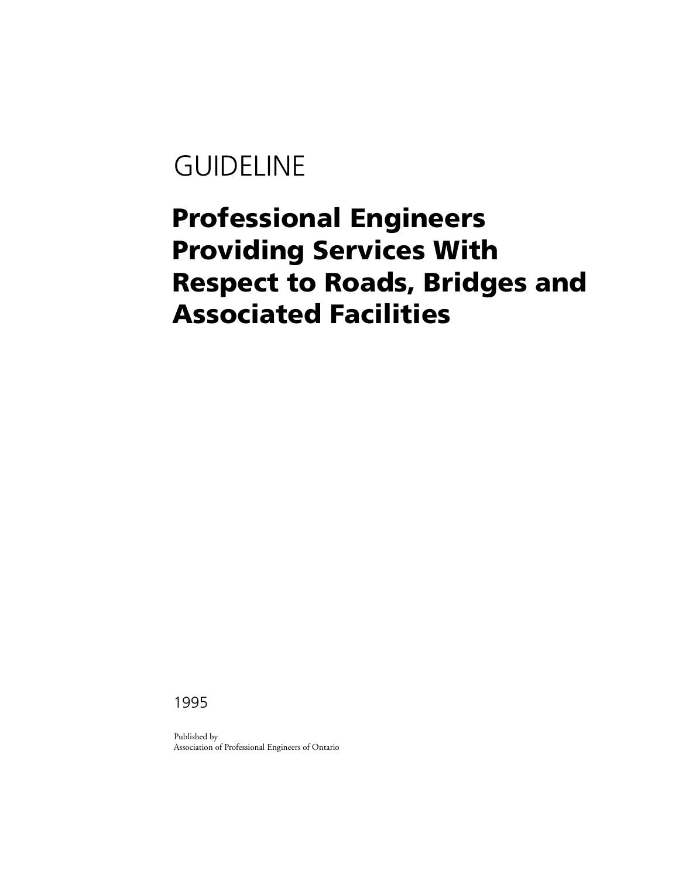GUIDELINE

# Professional Engineers Providing Services With Respect to Roads, Bridges and Associated Facilities

1995

Published by
Association of Professional Engineers of Ontario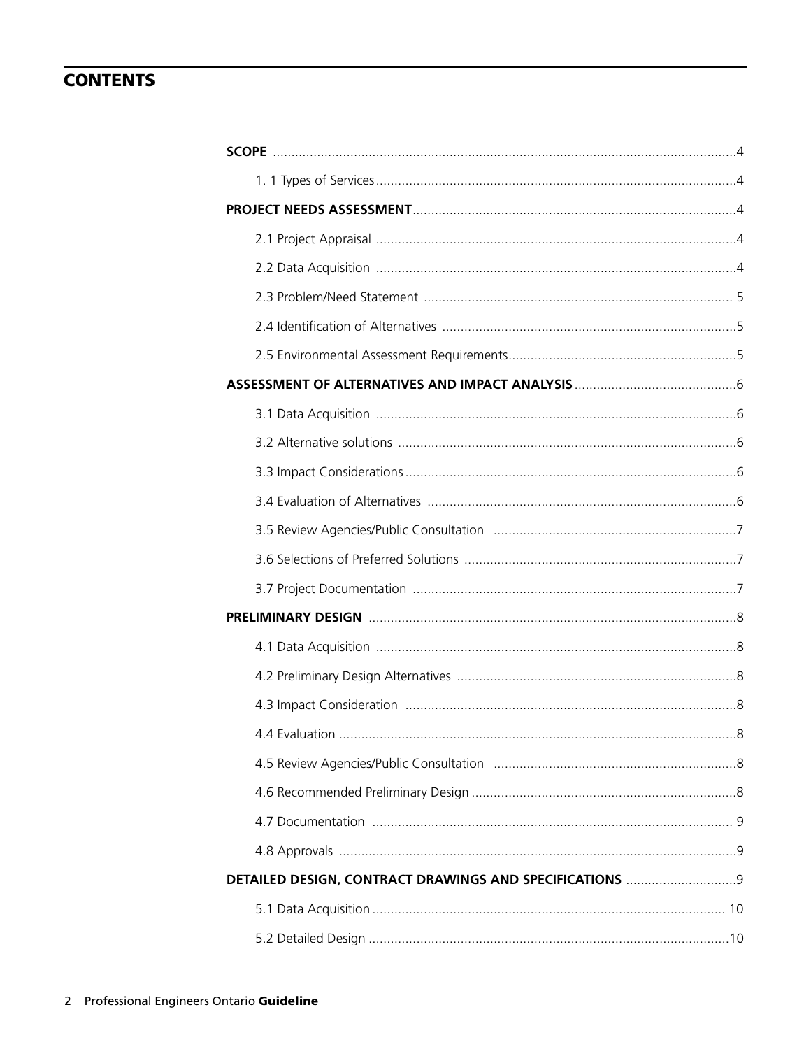## CONTENTS

**SCOPE** .....4

1. 1 Types of Services .....4

**PROJECT NEEDS ASSESSMENT** .....4

2.1 Project Appraisal .....4

2.2 Data Acquisition .....4

2.3 Problem/Need Statement .....5

2.4 Identification of Alternatives .....5

2.5 Environmental Assessment Requirements .....5

**ASSESSMENT OF ALTERNATIVES AND IMPACT ANALYSIS** .....6

3.1 Data Acquisition .....6

3.2 Alternative solutions .....6

3.3 Impact Considerations .....6

3.4 Evaluation of Alternatives .....6

3.5 Review Agencies/Public Consultation .....7

3.6 Selections of Preferred Solutions .....7

3.7 Project Documentation .....7

**PRELIMINARY DESIGN** .....8

4.1 Data Acquisition .....8

4.2 Preliminary Design Alternatives .....8

4.3 Impact Consideration .....8

4.4 Evaluation .....8

4.5 Review Agencies/Public Consultation .....8

4.6 Recommended Preliminary Design .....8

4.7 Documentation .....9

4.8 Approvals .....9

**DETAILED DESIGN, CONTRACT DRAWINGS AND SPECIFICATIONS** .....9

5.1 Data Acquisition .....10

5.2 Detailed Design .....10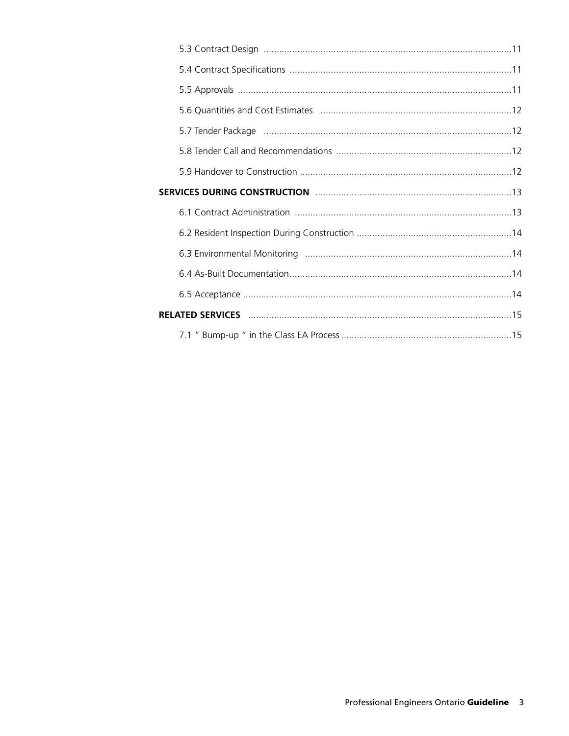5.3 Contract Design ........................................................................................11

5.4 Contract Specifications ..............................................................................11

5.5 Approvals ...................................................................................................11

5.6 Quantities and Cost Estimates ..................................................................12

5.7 Tender Package ..........................................................................................12

5.8 Tender Call and Recommendations ...........................................................12

5.9 Handover to Construction .........................................................................12

**SERVICES DURING CONSTRUCTION** ..........................................................................13

6.1 Contract Administration ............................................................................13

6.2 Resident Inspection During Construction ..................................................14

6.3 Environmental Monitoring .........................................................................14

6.4 As-Built Documentation.............................................................................14

6.5 Acceptance ................................................................................................14

**RELATED SERVICES** ....................................................................................................15

7.1 " Bump-up " in the Class EA Process ..........................................................15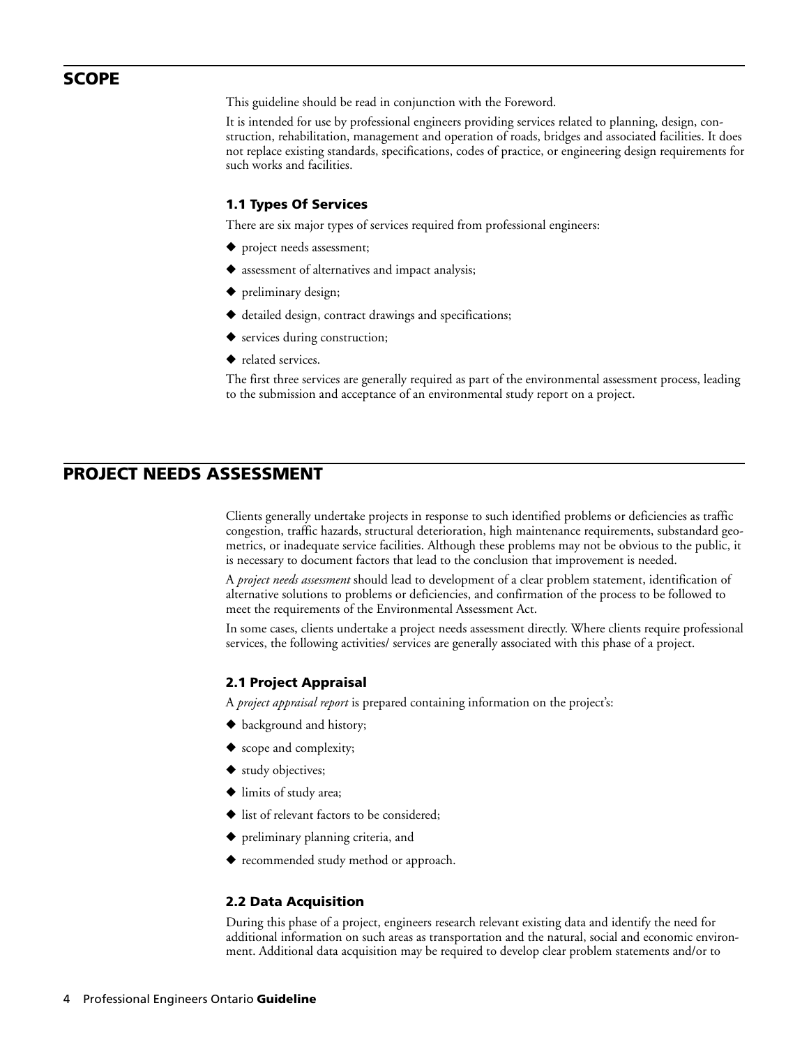## SCOPE

This guideline should be read in conjunction with the Foreword.

It is intended for use by professional engineers providing services related to planning, design, construction, rehabilitation, management and operation of roads, bridges and associated facilities. It does not replace existing standards, specifications, codes of practice, or engineering design requirements for such works and facilities.

### 1.1 Types Of Services

There are six major types of services required from professional engineers:

- project needs assessment;
- assessment of alternatives and impact analysis;
- preliminary design;
- detailed design, contract drawings and specifications;
- services during construction;
- related services.

The first three services are generally required as part of the environmental assessment process, leading to the submission and acceptance of an environmental study report on a project.

## PROJECT NEEDS ASSESSMENT

Clients generally undertake projects in response to such identified problems or deficiencies as traffic congestion, traffic hazards, structural deterioration, high maintenance requirements, substandard geometrics, or inadequate service facilities. Although these problems may not be obvious to the public, it is necessary to document factors that lead to the conclusion that improvement is needed.

A *project needs assessment* should lead to development of a clear problem statement, identification of alternative solutions to problems or deficiencies, and confirmation of the process to be followed to meet the requirements of the Environmental Assessment Act.

In some cases, clients undertake a project needs assessment directly. Where clients require professional services, the following activities/ services are generally associated with this phase of a project.

### 2.1 Project Appraisal

A *project appraisal report* is prepared containing information on the project's:

- background and history;
- scope and complexity;
- study objectives;
- limits of study area;
- list of relevant factors to be considered;
- preliminary planning criteria, and
- recommended study method or approach.

### 2.2 Data Acquisition

During this phase of a project, engineers research relevant existing data and identify the need for additional information on such areas as transportation and the natural, social and economic environment. Additional data acquisition may be required to develop clear problem statements and/or to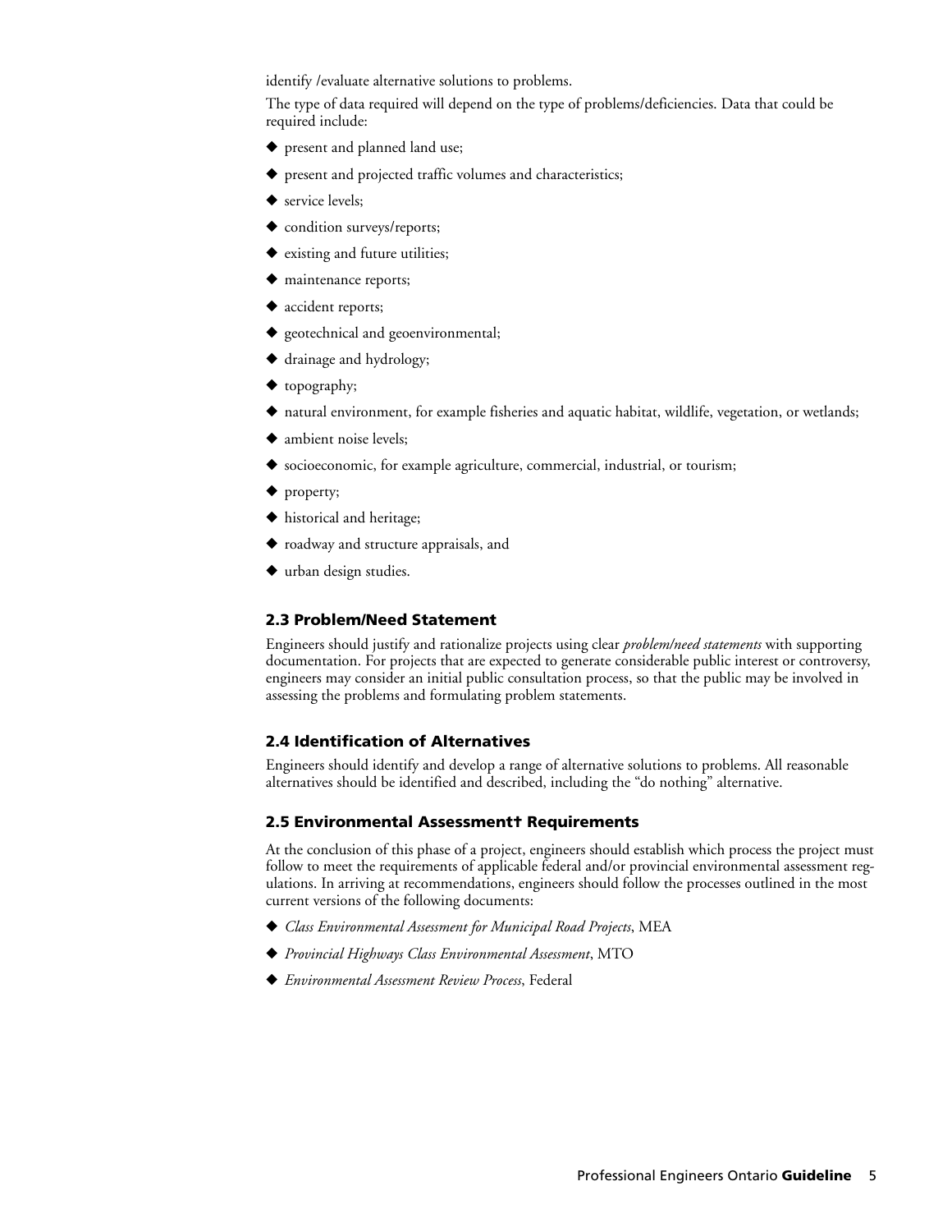identify /evaluate alternative solutions to problems.

The type of data required will depend on the type of problems/deficiencies. Data that could be required include:

- present and planned land use;
- present and projected traffic volumes and characteristics;
- service levels;
- condition surveys/reports;
- existing and future utilities;
- maintenance reports;
- accident reports;
- geotechnical and geoenvironmental;
- drainage and hydrology;
- topography;
- natural environment, for example fisheries and aquatic habitat, wildlife, vegetation, or wetlands;
- ambient noise levels;
- socioeconomic, for example agriculture, commercial, industrial, or tourism;
- property;
- historical and heritage;
- roadway and structure appraisals, and
- urban design studies.

### 2.3 Problem/Need Statement

Engineers should justify and rationalize projects using clear *problem/need statements* with supporting documentation. For projects that are expected to generate considerable public interest or controversy, engineers may consider an initial public consultation process, so that the public may be involved in assessing the problems and formulating problem statements.

### 2.4 Identification of Alternatives

Engineers should identify and develop a range of alternative solutions to problems. All reasonable alternatives should be identified and described, including the "do nothing" alternative.

### 2.5 Environmental Assessment† Requirements

At the conclusion of this phase of a project, engineers should establish which process the project must follow to meet the requirements of applicable federal and/or provincial environmental assessment regulations. In arriving at recommendations, engineers should follow the processes outlined in the most current versions of the following documents:

- *Class Environmental Assessment for Municipal Road Projects*, MEA
- *Provincial Highways Class Environmental Assessment*, MTO
- *Environmental Assessment Review Process*, Federal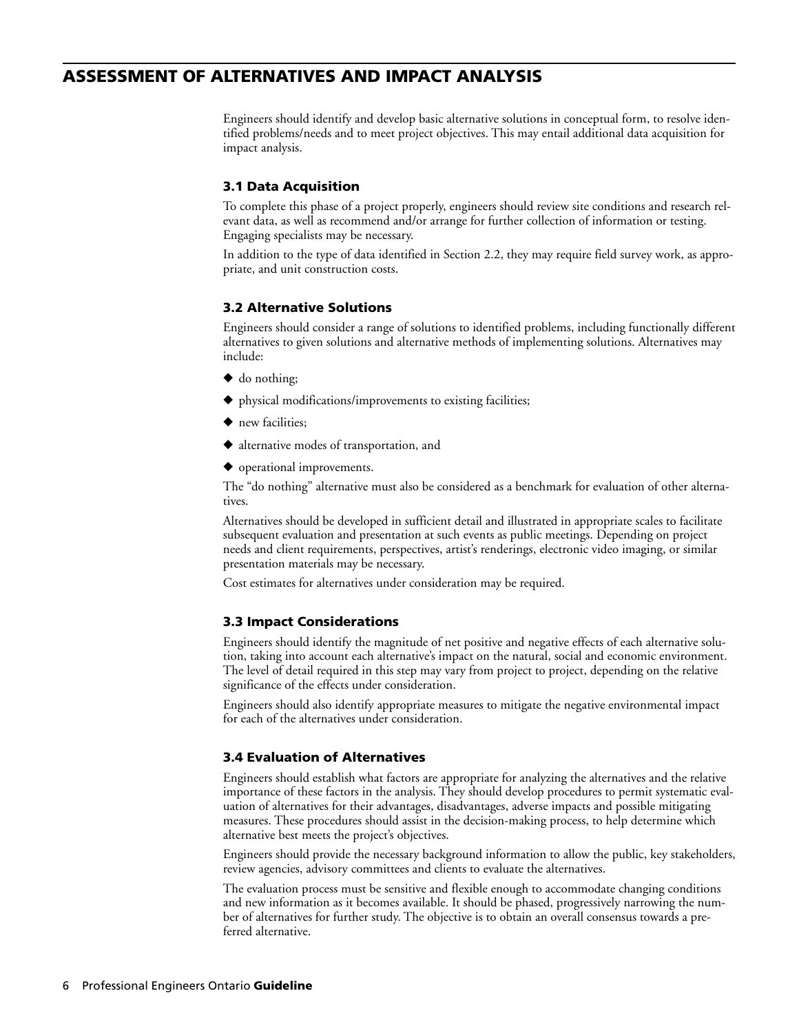# ASSESSMENT OF ALTERNATIVES AND IMPACT ANALYSIS

Engineers should identify and develop basic alternative solutions in conceptual form, to resolve identified problems/needs and to meet project objectives. This may entail additional data acquisition for impact analysis.

### 3.1 Data Acquisition

To complete this phase of a project properly, engineers should review site conditions and research relevant data, as well as recommend and/or arrange for further collection of information or testing. Engaging specialists may be necessary.

In addition to the type of data identified in Section 2.2, they may require field survey work, as appropriate, and unit construction costs.

### 3.2 Alternative Solutions

Engineers should consider a range of solutions to identified problems, including functionally different alternatives to given solutions and alternative methods of implementing solutions. Alternatives may include:

- do nothing;
- physical modifications/improvements to existing facilities;
- new facilities;
- alternative modes of transportation, and
- operational improvements.

The "do nothing" alternative must also be considered as a benchmark for evaluation of other alternatives.

Alternatives should be developed in sufficient detail and illustrated in appropriate scales to facilitate subsequent evaluation and presentation at such events as public meetings. Depending on project needs and client requirements, perspectives, artist's renderings, electronic video imaging, or similar presentation materials may be necessary.

Cost estimates for alternatives under consideration may be required.

### 3.3 Impact Considerations

Engineers should identify the magnitude of net positive and negative effects of each alternative solution, taking into account each alternative's impact on the natural, social and economic environment. The level of detail required in this step may vary from project to project, depending on the relative significance of the effects under consideration.

Engineers should also identify appropriate measures to mitigate the negative environmental impact for each of the alternatives under consideration.

### 3.4 Evaluation of Alternatives

Engineers should establish what factors are appropriate for analyzing the alternatives and the relative importance of these factors in the analysis. They should develop procedures to permit systematic evaluation of alternatives for their advantages, disadvantages, adverse impacts and possible mitigating measures. These procedures should assist in the decision-making process, to help determine which alternative best meets the project's objectives.

Engineers should provide the necessary background information to allow the public, key stakeholders, review agencies, advisory committees and clients to evaluate the alternatives.

The evaluation process must be sensitive and flexible enough to accommodate changing conditions and new information as it becomes available. It should be phased, progressively narrowing the number of alternatives for further study. The objective is to obtain an overall consensus towards a preferred alternative.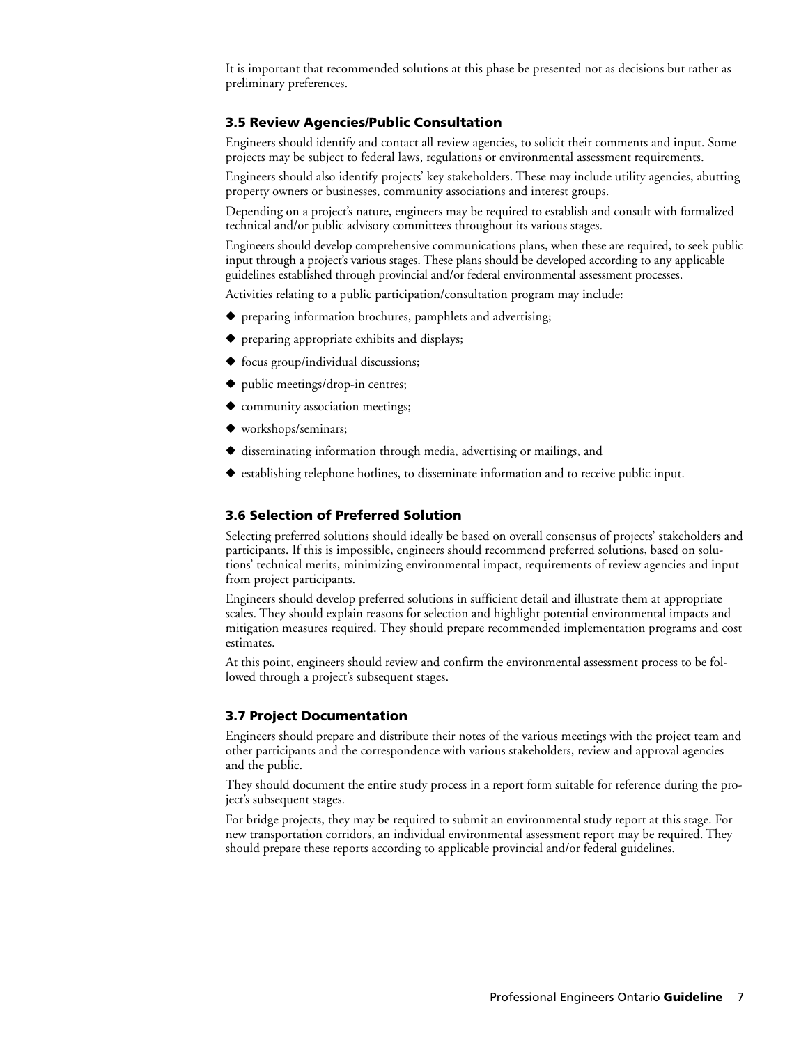It is important that recommended solutions at this phase be presented not as decisions but rather as preliminary preferences.

### 3.5 Review Agencies/Public Consultation

Engineers should identify and contact all review agencies, to solicit their comments and input. Some projects may be subject to federal laws, regulations or environmental assessment requirements.

Engineers should also identify projects' key stakeholders. These may include utility agencies, abutting property owners or businesses, community associations and interest groups.

Depending on a project's nature, engineers may be required to establish and consult with formalized technical and/or public advisory committees throughout its various stages.

Engineers should develop comprehensive communications plans, when these are required, to seek public input through a project's various stages. These plans should be developed according to any applicable guidelines established through provincial and/or federal environmental assessment processes.

Activities relating to a public participation/consultation program may include:

- preparing information brochures, pamphlets and advertising;
- preparing appropriate exhibits and displays;
- focus group/individual discussions;
- public meetings/drop-in centres;
- community association meetings;
- workshops/seminars;
- disseminating information through media, advertising or mailings, and
- establishing telephone hotlines, to disseminate information and to receive public input.

### 3.6 Selection of Preferred Solution

Selecting preferred solutions should ideally be based on overall consensus of projects' stakeholders and participants. If this is impossible, engineers should recommend preferred solutions, based on solutions' technical merits, minimizing environmental impact, requirements of review agencies and input from project participants.

Engineers should develop preferred solutions in sufficient detail and illustrate them at appropriate scales. They should explain reasons for selection and highlight potential environmental impacts and mitigation measures required. They should prepare recommended implementation programs and cost estimates.

At this point, engineers should review and confirm the environmental assessment process to be followed through a project's subsequent stages.

### 3.7 Project Documentation

Engineers should prepare and distribute their notes of the various meetings with the project team and other participants and the correspondence with various stakeholders, review and approval agencies and the public.

They should document the entire study process in a report form suitable for reference during the project's subsequent stages.

For bridge projects, they may be required to submit an environmental study report at this stage. For new transportation corridors, an individual environmental assessment report may be required. They should prepare these reports according to applicable provincial and/or federal guidelines.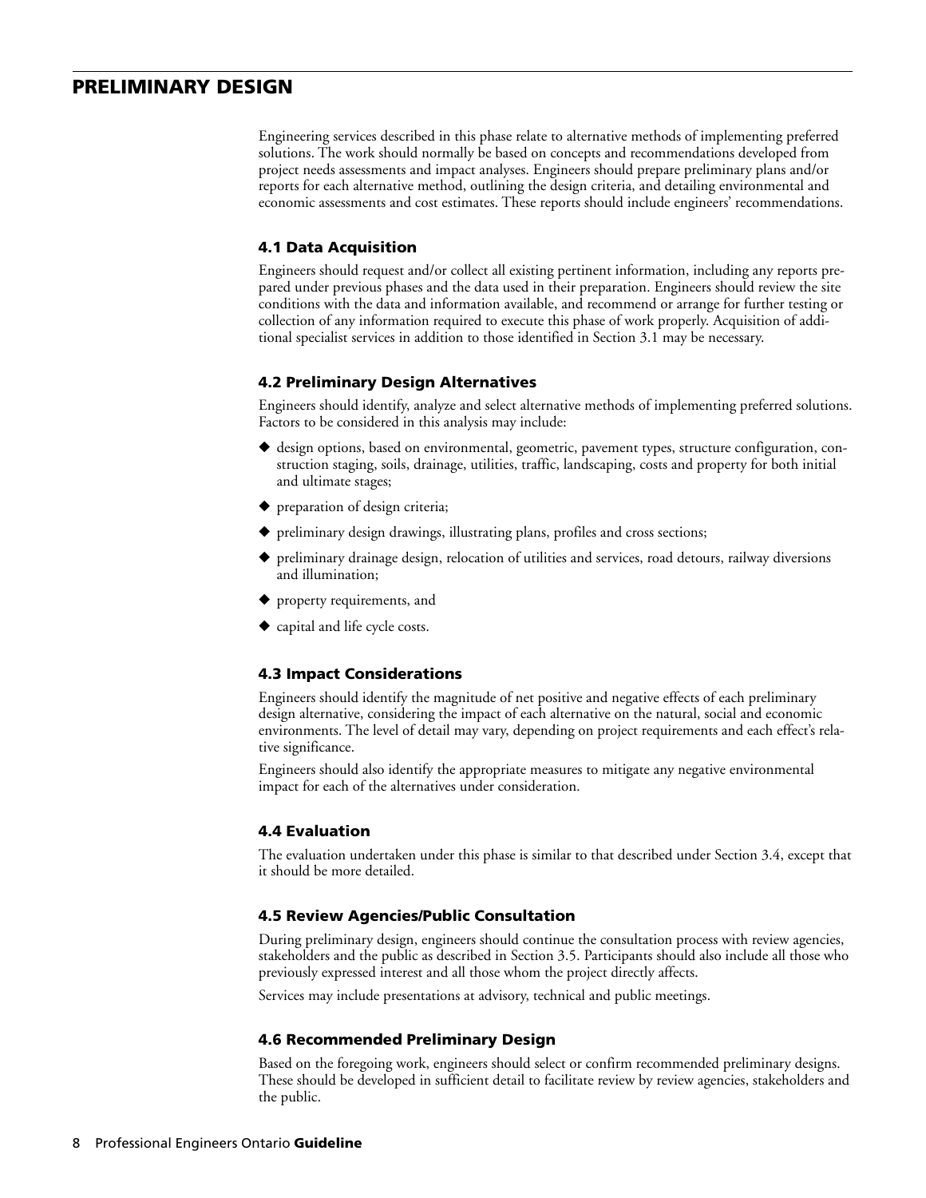# PRELIMINARY DESIGN

Engineering services described in this phase relate to alternative methods of implementing preferred solutions. The work should normally be based on concepts and recommendations developed from project needs assessments and impact analyses. Engineers should prepare preliminary plans and/or reports for each alternative method, outlining the design criteria, and detailing environmental and economic assessments and cost estimates. These reports should include engineers' recommendations.

### 4.1 Data Acquisition

Engineers should request and/or collect all existing pertinent information, including any reports prepared under previous phases and the data used in their preparation. Engineers should review the site conditions with the data and information available, and recommend or arrange for further testing or collection of any information required to execute this phase of work properly. Acquisition of additional specialist services in addition to those identified in Section 3.1 may be necessary.

### 4.2 Preliminary Design Alternatives

Engineers should identify, analyze and select alternative methods of implementing preferred solutions. Factors to be considered in this analysis may include:

- design options, based on environmental, geometric, pavement types, structure configuration, construction staging, soils, drainage, utilities, traffic, landscaping, costs and property for both initial and ultimate stages;
- preparation of design criteria;
- preliminary design drawings, illustrating plans, profiles and cross sections;
- preliminary drainage design, relocation of utilities and services, road detours, railway diversions and illumination;
- property requirements, and
- capital and life cycle costs.

### 4.3 Impact Considerations

Engineers should identify the magnitude of net positive and negative effects of each preliminary design alternative, considering the impact of each alternative on the natural, social and economic environments. The level of detail may vary, depending on project requirements and each effect's relative significance.

Engineers should also identify the appropriate measures to mitigate any negative environmental impact for each of the alternatives under consideration.

### 4.4 Evaluation

The evaluation undertaken under this phase is similar to that described under Section 3.4, except that it should be more detailed.

### 4.5 Review Agencies/Public Consultation

During preliminary design, engineers should continue the consultation process with review agencies, stakeholders and the public as described in Section 3.5. Participants should also include all those who previously expressed interest and all those whom the project directly affects.

Services may include presentations at advisory, technical and public meetings.

### 4.6 Recommended Preliminary Design

Based on the foregoing work, engineers should select or confirm recommended preliminary designs. These should be developed in sufficient detail to facilitate review by review agencies, stakeholders and the public.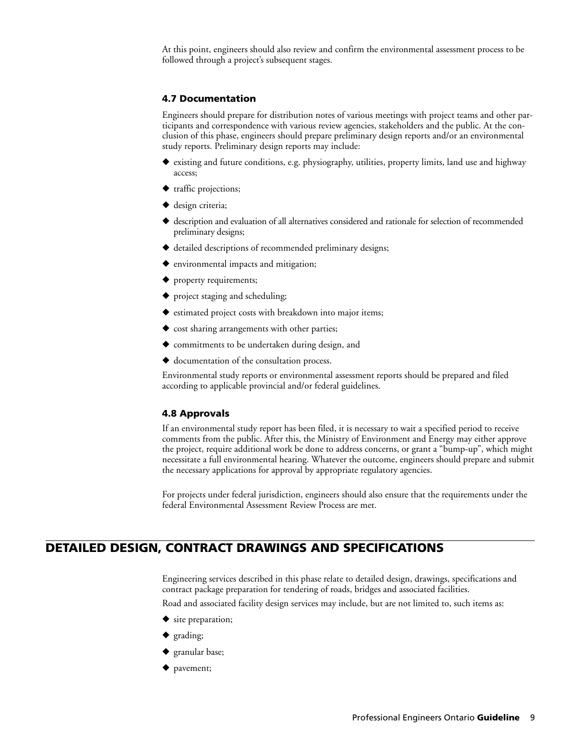At this point, engineers should also review and confirm the environmental assessment process to be followed through a project's subsequent stages.

### 4.7 Documentation

Engineers should prepare for distribution notes of various meetings with project teams and other participants and correspondence with various review agencies, stakeholders and the public. At the conclusion of this phase, engineers should prepare preliminary design reports and/or an environmental study reports. Preliminary design reports may include:

- existing and future conditions, e.g. physiography, utilities, property limits, land use and highway access;
- traffic projections;
- design criteria;
- description and evaluation of all alternatives considered and rationale for selection of recommended preliminary designs;
- detailed descriptions of recommended preliminary designs;
- environmental impacts and mitigation;
- property requirements;
- project staging and scheduling;
- estimated project costs with breakdown into major items;
- cost sharing arrangements with other parties;
- commitments to be undertaken during design, and
- documentation of the consultation process.

Environmental study reports or environmental assessment reports should be prepared and filed according to applicable provincial and/or federal guidelines.

### 4.8 Approvals

If an environmental study report has been filed, it is necessary to wait a specified period to receive comments from the public. After this, the Ministry of Environment and Energy may either approve the project, require additional work be done to address concerns, or grant a "bump-up", which might necessitate a full environmental hearing. Whatever the outcome, engineers should prepare and submit the necessary applications for approval by appropriate regulatory agencies.

For projects under federal jurisdiction, engineers should also ensure that the requirements under the federal Environmental Assessment Review Process are met.

## DETAILED DESIGN, CONTRACT DRAWINGS AND SPECIFICATIONS

Engineering services described in this phase relate to detailed design, drawings, specifications and contract package preparation for tendering of roads, bridges and associated facilities.

Road and associated facility design services may include, but are not limited to, such items as:

- site preparation;
- grading;
- granular base;
- pavement;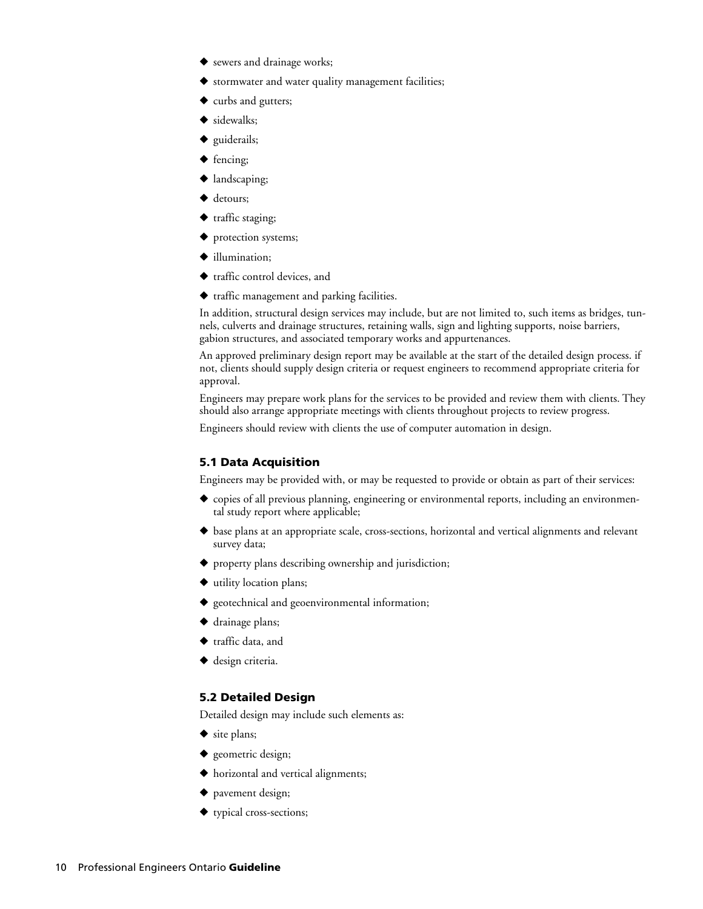- sewers and drainage works;
- stormwater and water quality management facilities;
- curbs and gutters;
- sidewalks;
- guiderails;
- fencing;
- landscaping;
- detours;
- traffic staging;
- protection systems;
- illumination;
- traffic control devices, and
- traffic management and parking facilities.

In addition, structural design services may include, but are not limited to, such items as bridges, tunnels, culverts and drainage structures, retaining walls, sign and lighting supports, noise barriers, gabion structures, and associated temporary works and appurtenances.

An approved preliminary design report may be available at the start of the detailed design process. if not, clients should supply design criteria or request engineers to recommend appropriate criteria for approval.

Engineers may prepare work plans for the services to be provided and review them with clients. They should also arrange appropriate meetings with clients throughout projects to review progress.

Engineers should review with clients the use of computer automation in design.

### 5.1 Data Acquisition

Engineers may be provided with, or may be requested to provide or obtain as part of their services:

- copies of all previous planning, engineering or environmental reports, including an environmental study report where applicable;
- base plans at an appropriate scale, cross-sections, horizontal and vertical alignments and relevant survey data;
- property plans describing ownership and jurisdiction;
- utility location plans;
- geotechnical and geoenvironmental information;
- drainage plans;
- traffic data, and
- design criteria.

### 5.2 Detailed Design

Detailed design may include such elements as:

- site plans;
- geometric design;
- horizontal and vertical alignments;
- pavement design;
- typical cross-sections;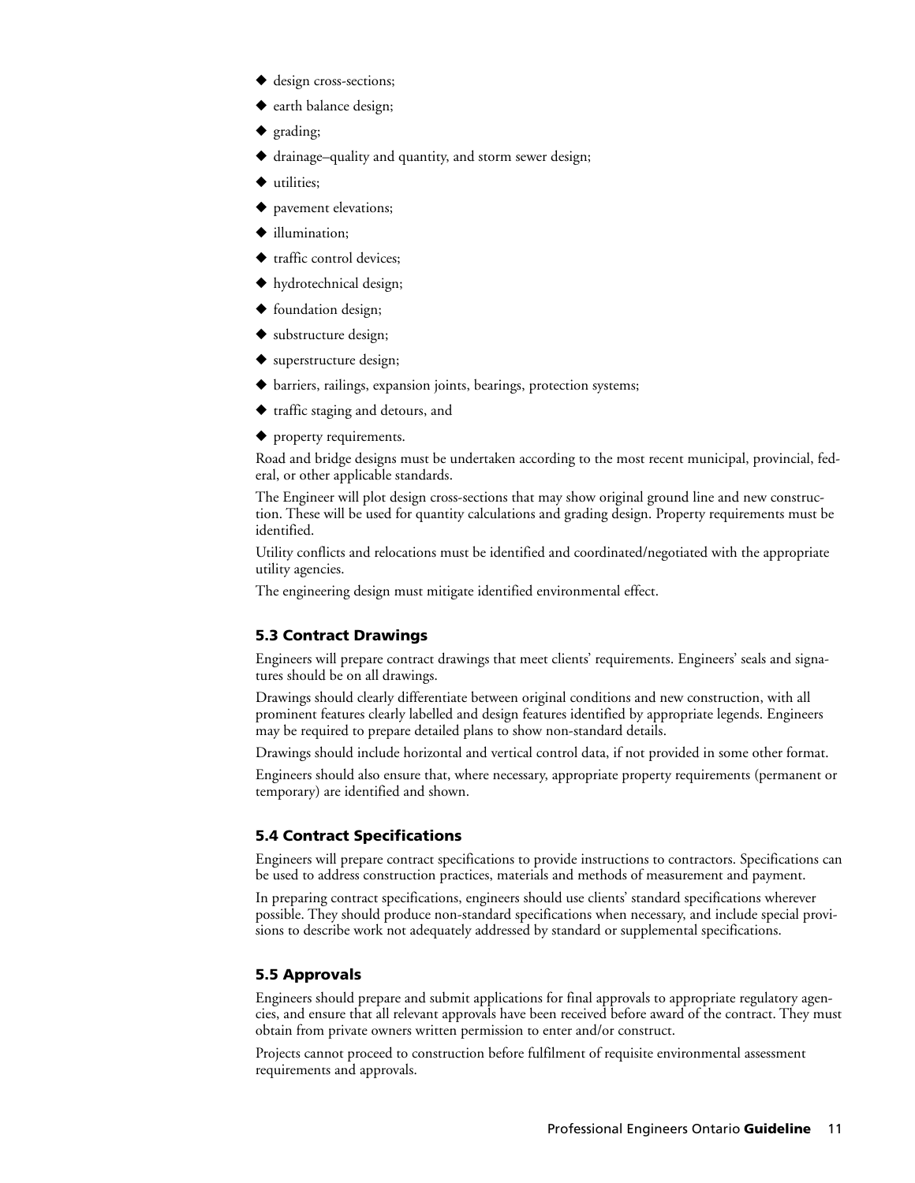- design cross-sections;
- earth balance design;
- grading;
- drainage–quality and quantity, and storm sewer design;
- utilities;
- pavement elevations;
- illumination;
- traffic control devices;
- hydrotechnical design;
- foundation design;
- substructure design;
- superstructure design;
- barriers, railings, expansion joints, bearings, protection systems;
- traffic staging and detours, and
- property requirements.

Road and bridge designs must be undertaken according to the most recent municipal, provincial, federal, or other applicable standards.

The Engineer will plot design cross-sections that may show original ground line and new construction. These will be used for quantity calculations and grading design. Property requirements must be identified.

Utility conflicts and relocations must be identified and coordinated/negotiated with the appropriate utility agencies.

The engineering design must mitigate identified environmental effect.

### 5.3 Contract Drawings

Engineers will prepare contract drawings that meet clients' requirements. Engineers' seals and signatures should be on all drawings.

Drawings should clearly differentiate between original conditions and new construction, with all prominent features clearly labelled and design features identified by appropriate legends. Engineers may be required to prepare detailed plans to show non-standard details.

Drawings should include horizontal and vertical control data, if not provided in some other format.

Engineers should also ensure that, where necessary, appropriate property requirements (permanent or temporary) are identified and shown.

### 5.4 Contract Specifications

Engineers will prepare contract specifications to provide instructions to contractors. Specifications can be used to address construction practices, materials and methods of measurement and payment.

In preparing contract specifications, engineers should use clients' standard specifications wherever possible. They should produce non-standard specifications when necessary, and include special provisions to describe work not adequately addressed by standard or supplemental specifications.

### 5.5 Approvals

Engineers should prepare and submit applications for final approvals to appropriate regulatory agencies, and ensure that all relevant approvals have been received before award of the contract. They must obtain from private owners written permission to enter and/or construct.

Projects cannot proceed to construction before fulfilment of requisite environmental assessment requirements and approvals.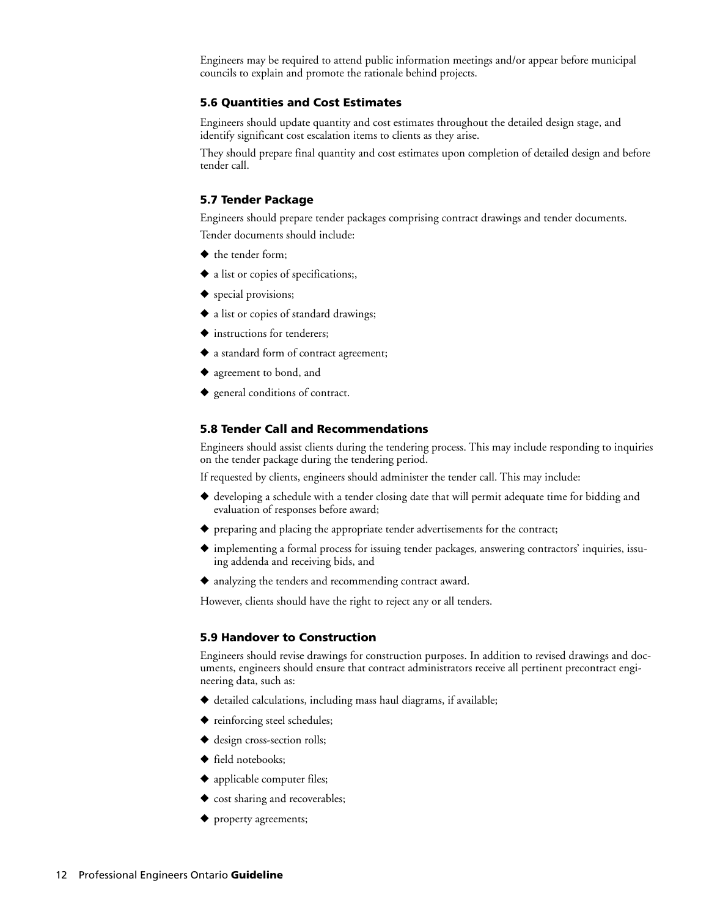Engineers may be required to attend public information meetings and/or appear before municipal councils to explain and promote the rationale behind projects.

### 5.6 Quantities and Cost Estimates

Engineers should update quantity and cost estimates throughout the detailed design stage, and identify significant cost escalation items to clients as they arise.

They should prepare final quantity and cost estimates upon completion of detailed design and before tender call.

### 5.7 Tender Package

Engineers should prepare tender packages comprising contract drawings and tender documents.

Tender documents should include:

- the tender form;
- a list or copies of specifications;,
- special provisions;
- a list or copies of standard drawings;
- instructions for tenderers;
- a standard form of contract agreement;
- agreement to bond, and
- general conditions of contract.

### 5.8 Tender Call and Recommendations

Engineers should assist clients during the tendering process. This may include responding to inquiries on the tender package during the tendering period.

If requested by clients, engineers should administer the tender call. This may include:

- developing a schedule with a tender closing date that will permit adequate time for bidding and evaluation of responses before award;
- preparing and placing the appropriate tender advertisements for the contract;
- implementing a formal process for issuing tender packages, answering contractors' inquiries, issuing addenda and receiving bids, and
- analyzing the tenders and recommending contract award.

However, clients should have the right to reject any or all tenders.

### 5.9 Handover to Construction

Engineers should revise drawings for construction purposes. In addition to revised drawings and documents, engineers should ensure that contract administrators receive all pertinent precontract engineering data, such as:

- detailed calculations, including mass haul diagrams, if available;
- reinforcing steel schedules;
- design cross-section rolls;
- field notebooks;
- applicable computer files;
- cost sharing and recoverables;
- property agreements;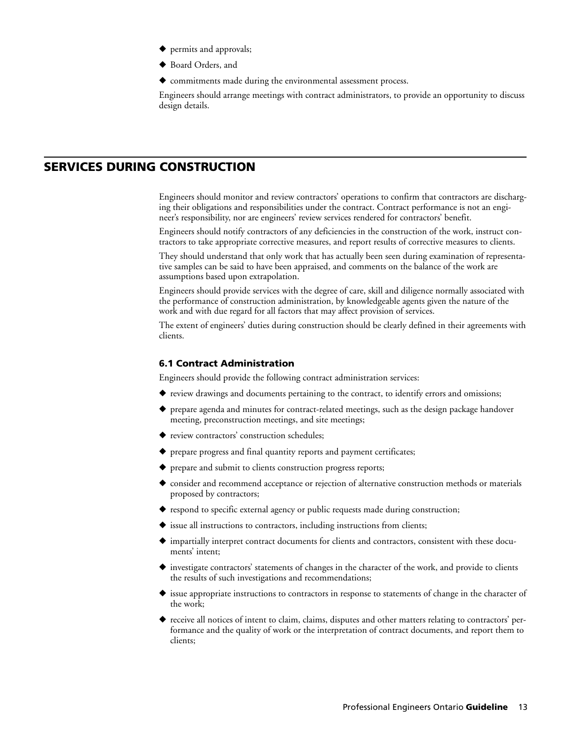- permits and approvals;
- Board Orders, and
- commitments made during the environmental assessment process.

Engineers should arrange meetings with contract administrators, to provide an opportunity to discuss design details.

## SERVICES DURING CONSTRUCTION

Engineers should monitor and review contractors' operations to confirm that contractors are discharging their obligations and responsibilities under the contract. Contract performance is not an engineer's responsibility, nor are engineers' review services rendered for contractors' benefit.

Engineers should notify contractors of any deficiencies in the construction of the work, instruct contractors to take appropriate corrective measures, and report results of corrective measures to clients.

They should understand that only work that has actually been seen during examination of representative samples can be said to have been appraised, and comments on the balance of the work are assumptions based upon extrapolation.

Engineers should provide services with the degree of care, skill and diligence normally associated with the performance of construction administration, by knowledgeable agents given the nature of the work and with due regard for all factors that may affect provision of services.

The extent of engineers' duties during construction should be clearly defined in their agreements with clients.

### 6.1 Contract Administration

Engineers should provide the following contract administration services:

- review drawings and documents pertaining to the contract, to identify errors and omissions;
- prepare agenda and minutes for contract-related meetings, such as the design package handover meeting, preconstruction meetings, and site meetings;
- review contractors' construction schedules;
- prepare progress and final quantity reports and payment certificates;
- prepare and submit to clients construction progress reports;
- consider and recommend acceptance or rejection of alternative construction methods or materials proposed by contractors;
- respond to specific external agency or public requests made during construction;
- issue all instructions to contractors, including instructions from clients;
- impartially interpret contract documents for clients and contractors, consistent with these documents' intent;
- investigate contractors' statements of changes in the character of the work, and provide to clients the results of such investigations and recommendations;
- issue appropriate instructions to contractors in response to statements of change in the character of the work;
- receive all notices of intent to claim, claims, disputes and other matters relating to contractors' performance and the quality of work or the interpretation of contract documents, and report them to clients;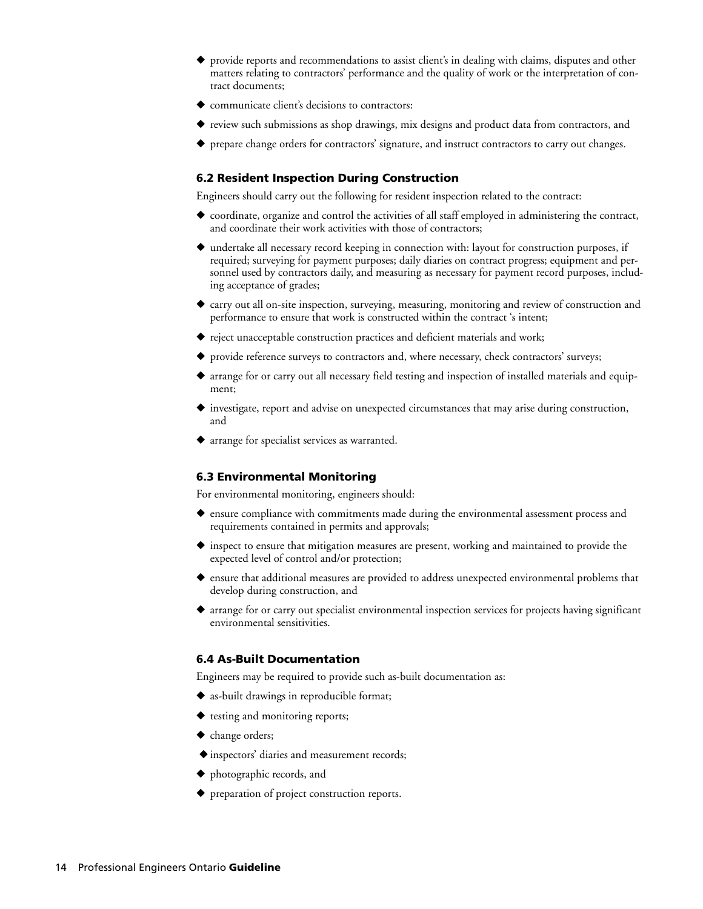- provide reports and recommendations to assist client's in dealing with claims, disputes and other matters relating to contractors' performance and the quality of work or the interpretation of contract documents;
- communicate client's decisions to contractors:
- review such submissions as shop drawings, mix designs and product data from contractors, and
- prepare change orders for contractors' signature, and instruct contractors to carry out changes.

### 6.2 Resident Inspection During Construction

Engineers should carry out the following for resident inspection related to the contract:

- coordinate, organize and control the activities of all staff employed in administering the contract, and coordinate their work activities with those of contractors;
- undertake all necessary record keeping in connection with: layout for construction purposes, if required; surveying for payment purposes; daily diaries on contract progress; equipment and personnel used by contractors daily, and measuring as necessary for payment record purposes, including acceptance of grades;
- carry out all on-site inspection, surveying, measuring, monitoring and review of construction and performance to ensure that work is constructed within the contract 's intent;
- reject unacceptable construction practices and deficient materials and work;
- provide reference surveys to contractors and, where necessary, check contractors' surveys;
- arrange for or carry out all necessary field testing and inspection of installed materials and equipment;
- investigate, report and advise on unexpected circumstances that may arise during construction, and
- arrange for specialist services as warranted.

### 6.3 Environmental Monitoring

For environmental monitoring, engineers should:

- ensure compliance with commitments made during the environmental assessment process and requirements contained in permits and approvals;
- inspect to ensure that mitigation measures are present, working and maintained to provide the expected level of control and/or protection;
- ensure that additional measures are provided to address unexpected environmental problems that develop during construction, and
- arrange for or carry out specialist environmental inspection services for projects having significant environmental sensitivities.

### 6.4 As-Built Documentation

Engineers may be required to provide such as-built documentation as:

- as-built drawings in reproducible format;
- testing and monitoring reports;
- change orders;
- inspectors' diaries and measurement records;
- photographic records, and
- preparation of project construction reports.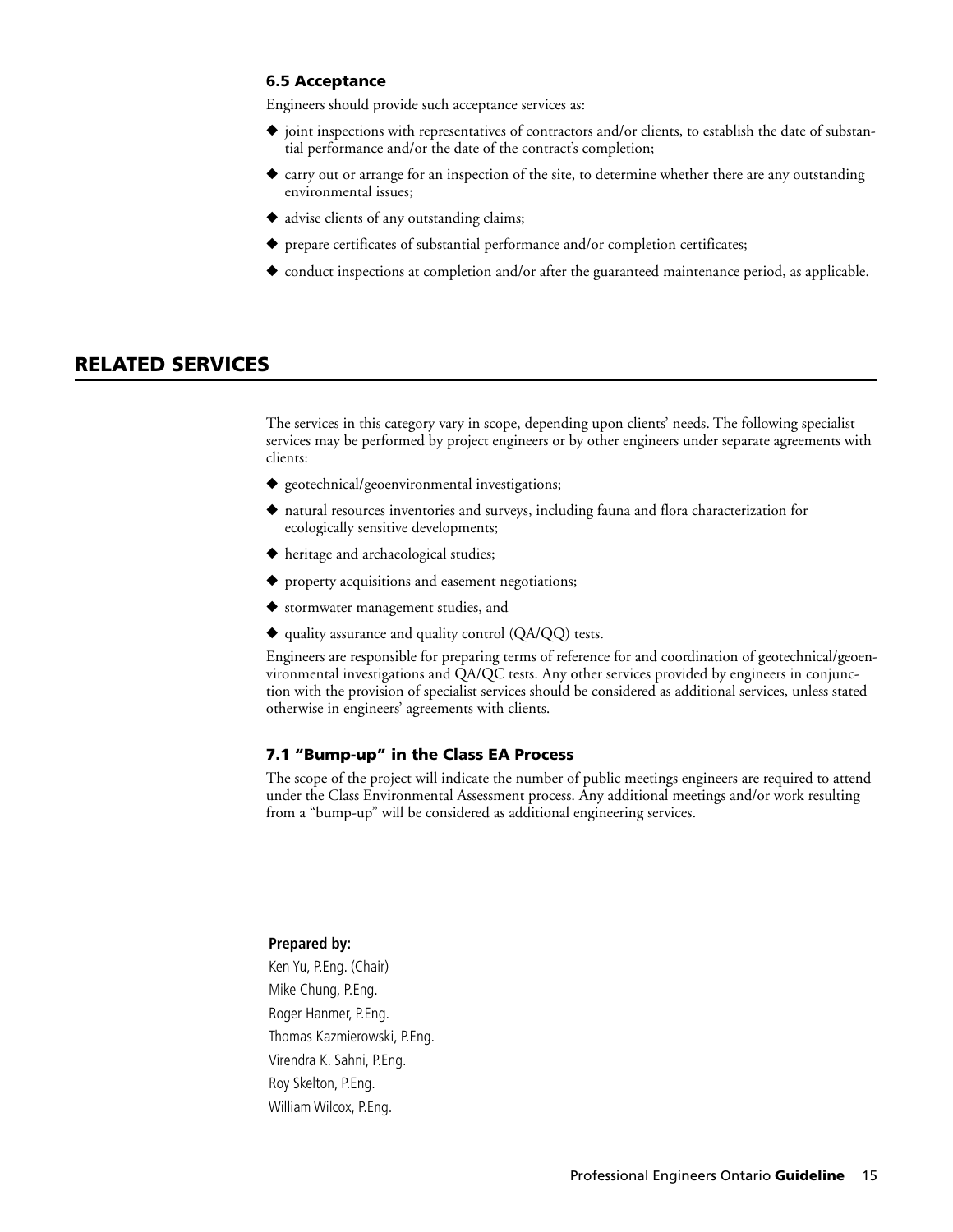### 6.5 Acceptance

Engineers should provide such acceptance services as:

- joint inspections with representatives of contractors and/or clients, to establish the date of substantial performance and/or the date of the contract's completion;
- carry out or arrange for an inspection of the site, to determine whether there are any outstanding environmental issues;
- advise clients of any outstanding claims;
- prepare certificates of substantial performance and/or completion certificates;
- conduct inspections at completion and/or after the guaranteed maintenance period, as applicable.

## RELATED SERVICES

The services in this category vary in scope, depending upon clients' needs. The following specialist services may be performed by project engineers or by other engineers under separate agreements with clients:

- geotechnical/geoenvironmental investigations;
- natural resources inventories and surveys, including fauna and flora characterization for ecologically sensitive developments;
- heritage and archaeological studies;
- property acquisitions and easement negotiations;
- stormwater management studies, and
- quality assurance and quality control (QA/QQ) tests.

Engineers are responsible for preparing terms of reference for and coordination of geotechnical/geoenvironmental investigations and QA/QC tests. Any other services provided by engineers in conjunction with the provision of specialist services should be considered as additional services, unless stated otherwise in engineers' agreements with clients.

### 7.1 "Bump-up" in the Class EA Process

The scope of the project will indicate the number of public meetings engineers are required to attend under the Class Environmental Assessment process. Any additional meetings and/or work resulting from a "bump-up" will be considered as additional engineering services.

**Prepared by:**

Ken Yu, P.Eng. (Chair)
Mike Chung, P.Eng.
Roger Hanmer, P.Eng.
Thomas Kazmierowski, P.Eng.
Virendra K. Sahni, P.Eng.
Roy Skelton, P.Eng.
William Wilcox, P.Eng.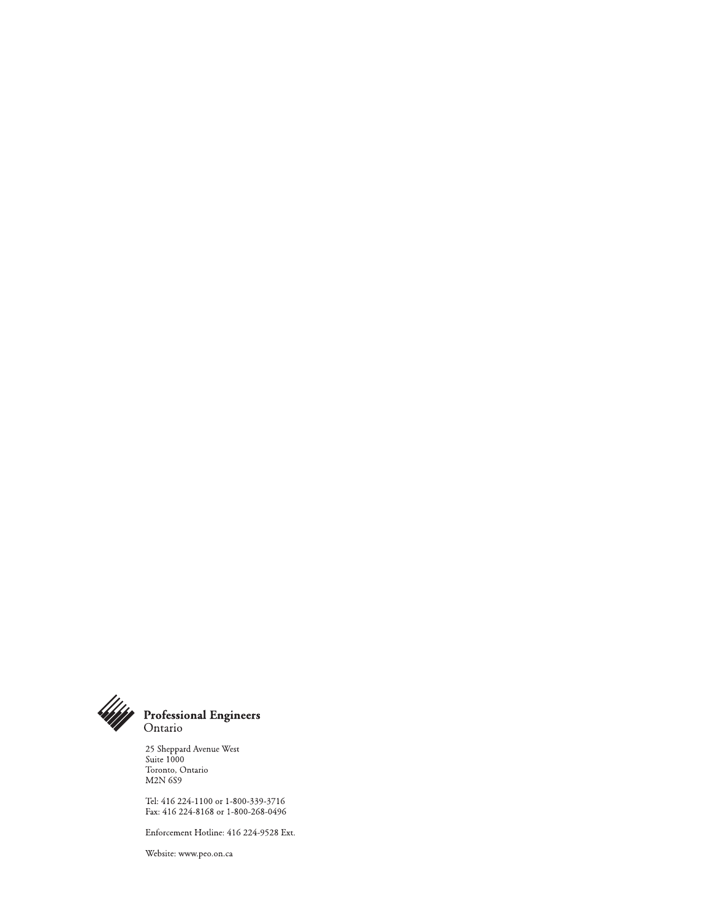**Professional Engineers**
Ontario

25 Sheppard Avenue West
Suite 1000
Toronto, Ontario
M2N 6S9

Tel: 416 224-1100 or 1-800-339-3716
Fax: 416 224-8168 or 1-800-268-0496

Enforcement Hotline: 416 224-9528 Ext.

Website: www.peo.on.ca